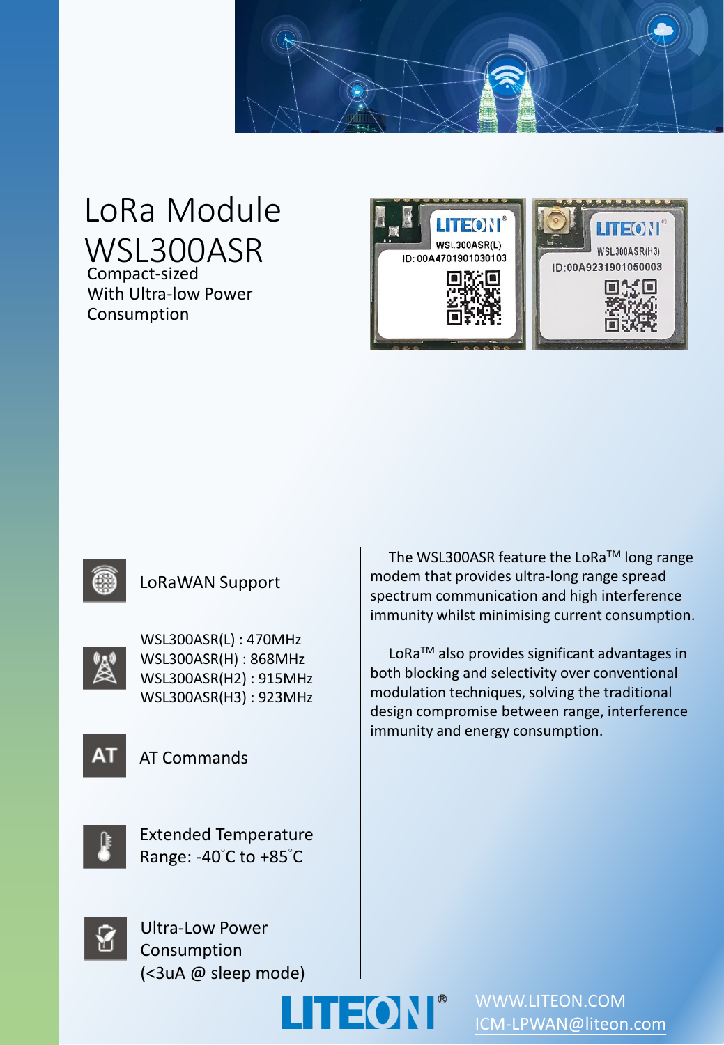# LoRa Module WSL300ASR

Compact-sized
With Ultra-low Power Consumption

- LoRaWAN Support
- WSL300ASR(L) : 470MHz
  WSL300ASR(H) : 868MHz
  WSL300ASR(H2) : 915MHz
  WSL300ASR(H3) : 923MHz
- AT Commands
- Extended Temperature Range: -40°C to +85°C
- Ultra-Low Power Consumption (<3uA @ sleep mode)

The WSL300ASR feature the LoRa™ long range modem that provides ultra-long range spread spectrum communication and high interference immunity whilst minimising current consumption.

LoRa™ also provides significant advantages in both blocking and selectivity over conventional modulation techniques, solving the traditional design compromise between range, interference immunity and energy consumption.

WWW.LITEON.COM
ICM-LPWAN@liteon.com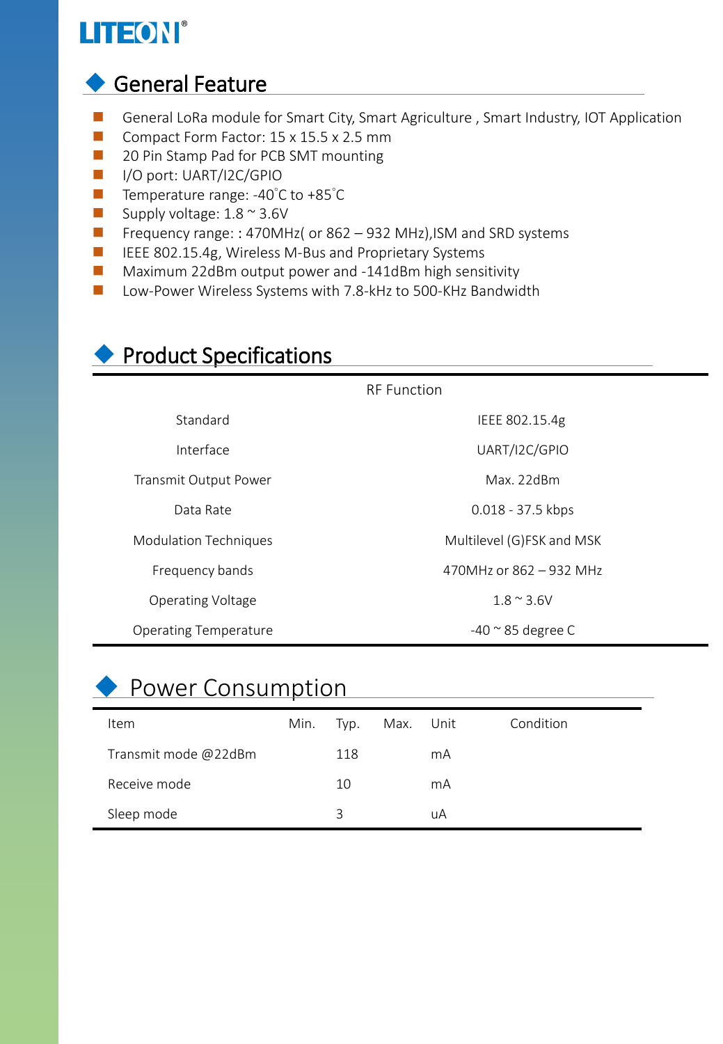## General Feature

- General LoRa module for Smart City, Smart Agriculture , Smart Industry, IOT Application
- Compact Form Factor: 15 x 15.5 x 2.5 mm
- 20 Pin Stamp Pad for PCB SMT mounting
- I/O port: UART/I2C/GPIO
- Temperature range: -40˚C to +85˚C
- Supply voltage: 1.8 ~ 3.6V
- Frequency range: : 470MHz( or 862 – 932 MHz),ISM and SRD systems
- IEEE 802.15.4g, Wireless M-Bus and Proprietary Systems
- Maximum 22dBm output power and -141dBm high sensitivity
- Low-Power Wireless Systems with 7.8-kHz to 500-KHz Bandwidth

## Product Specifications

| RF Function | |
|---|---|
| Standard | IEEE 802.15.4g |
| Interface | UART/I2C/GPIO |
| Transmit Output Power | Max. 22dBm |
| Data Rate | 0.018 - 37.5 kbps |
| Modulation Techniques | Multilevel (G)FSK and MSK |
| Frequency bands | 470MHz or 862 – 932 MHz |
| Operating Voltage | 1.8 ~ 3.6V |
| Operating Temperature | -40 ~ 85 degree C |

## Power Consumption

| Item | Min. | Typ. | Max. | Unit | Condition |
|---|---|---|---|---|---|
| Transmit mode @22dBm | | 118 | | mA | |
| Receive mode | | 10 | | mA | |
| Sleep mode | | 3 | | uA | |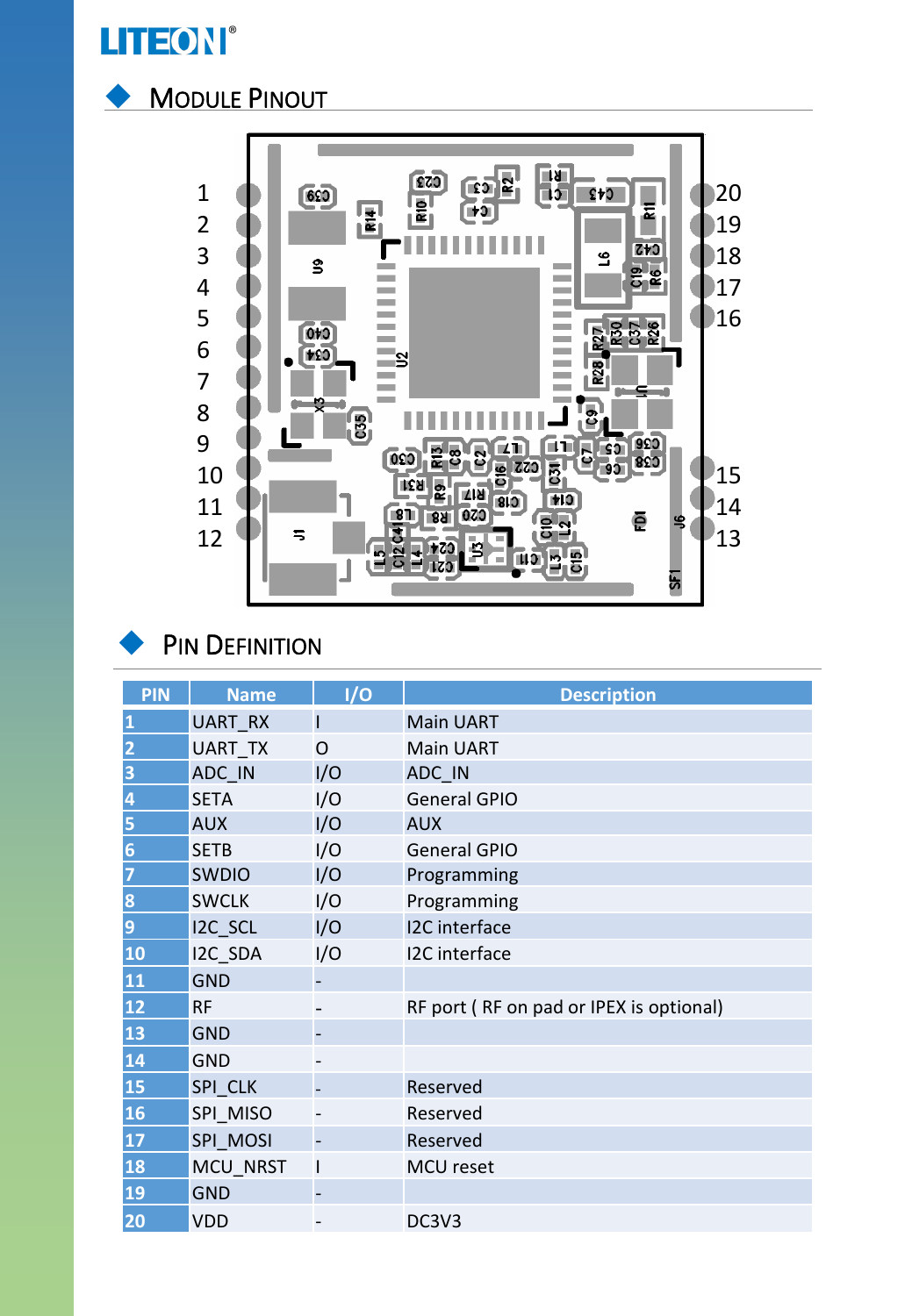## Module Pinout

## Pin Definition

| PIN | Name | I/O | Description |
|---|---|---|---|
| 1 | UART_RX | I | Main UART |
| 2 | UART_TX | O | Main UART |
| 3 | ADC_IN | I/O | ADC_IN |
| 4 | SETA | I/O | General GPIO |
| 5 | AUX | I/O | AUX |
| 6 | SETB | I/O | General GPIO |
| 7 | SWDIO | I/O | Programming |
| 8 | SWCLK | I/O | Programming |
| 9 | I2C_SCL | I/O | I2C interface |
| 10 | I2C_SDA | I/O | I2C interface |
| 11 | GND | - | |
| 12 | RF | - | RF port ( RF on pad or IPEX is optional) |
| 13 | GND | - | |
| 14 | GND | - | |
| 15 | SPI_CLK | - | Reserved |
| 16 | SPI_MISO | - | Reserved |
| 17 | SPI_MOSI | - | Reserved |
| 18 | MCU_NRST | I | MCU reset |
| 19 | GND | - | |
| 20 | VDD | - | DC3V3 |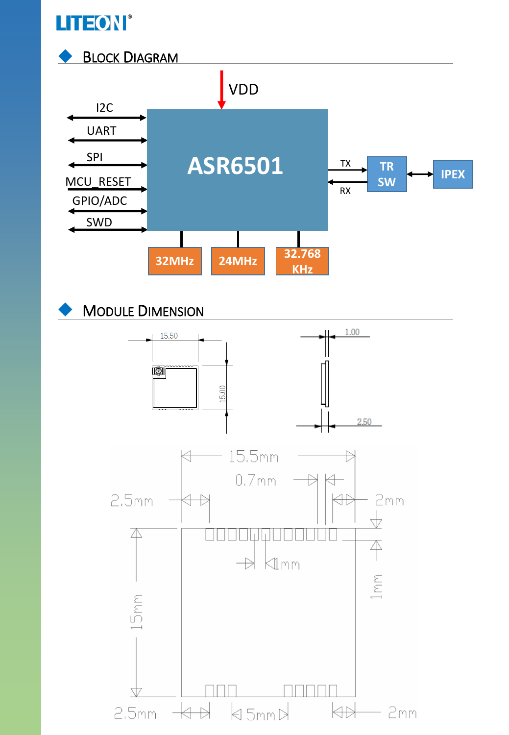## Block Diagram

VDD

I2C

UART

SPI

MCU_RESET

GPIO/ADC

SWD

ASR6501

TX

RX

TR SW

IPEX

32MHz

24MHz

32.768 KHz

## Module Dimension

15.50

15.00

1.00

2.50

15.5mm

0.7mm

2.5mm

2mm

1mm

1mm

15mm

2.5mm

5mm

2mm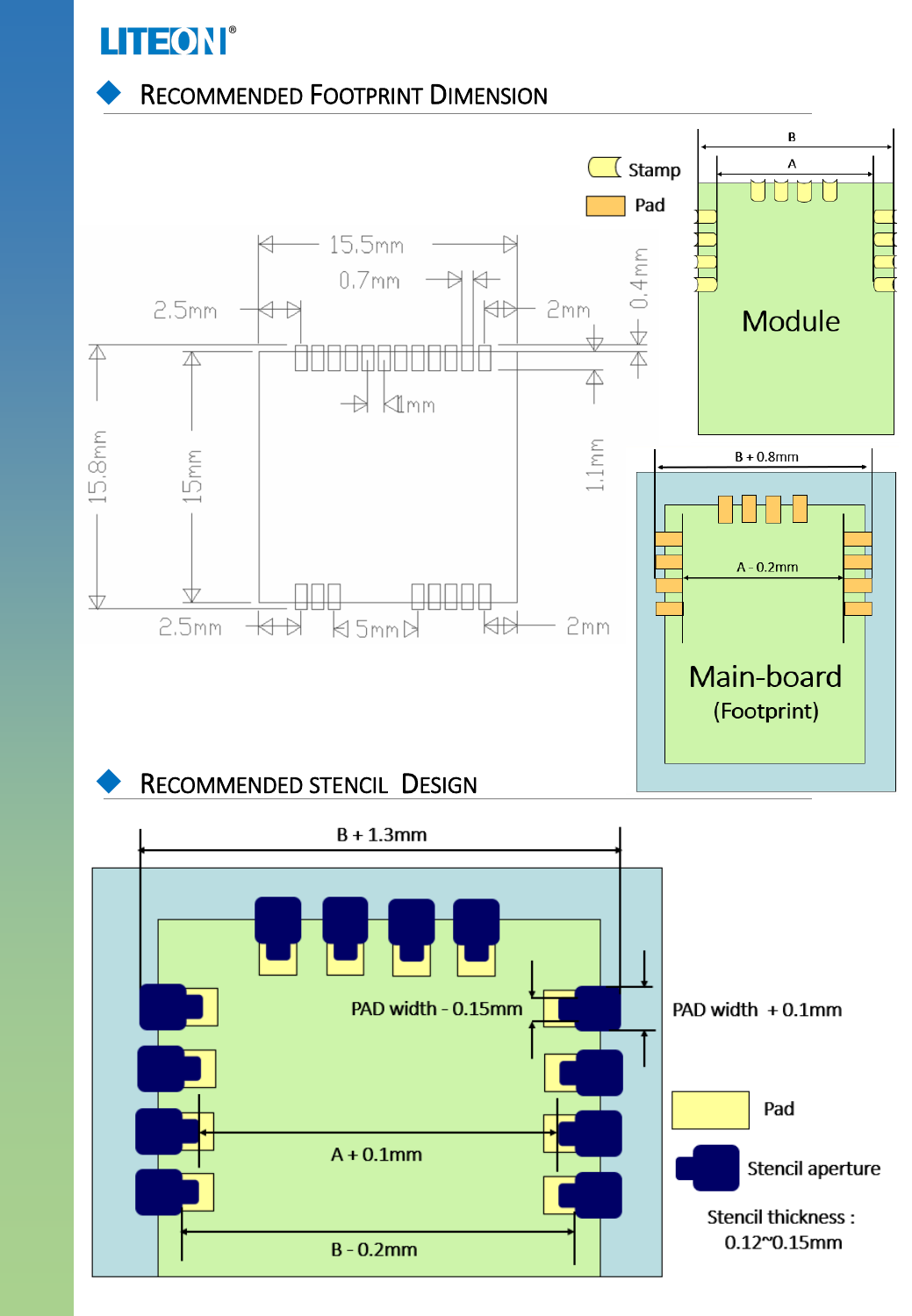## Recommended Footprint Dimension

Stamp

Pad

15.5mm

0.7mm

2.5mm

2mm

0.4mm

1mm

15.8mm

15mm

1.1mm

2.5mm

5mm

2mm

B

A

Module

B + 0.8mm

A - 0.2mm

Main-board (Footprint)

## Recommended stencil Design

B + 1.3mm

PAD width - 0.15mm

PAD width + 0.1mm

A + 0.1mm

B - 0.2mm

Pad

Stencil aperture

Stencil thickness : 0.12~0.15mm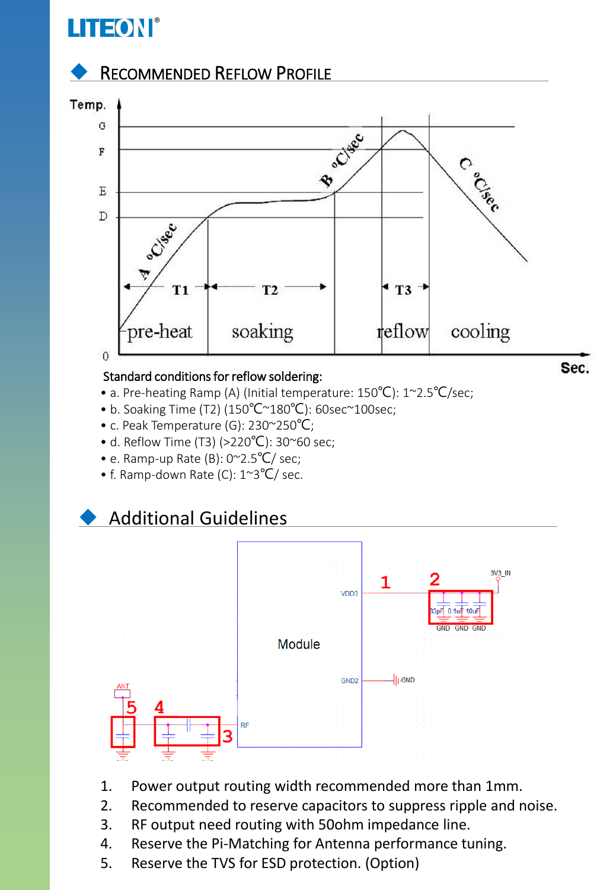## Recommended Reflow Profile

Standard conditions for reflow soldering:

- a. Pre-heating Ramp (A) (Initial temperature: 150℃): 1~2.5℃/sec;
- b. Soaking Time (T2) (150℃~180℃): 60sec~100sec;
- c. Peak Temperature (G): 230~250℃;
- d. Reflow Time (T3) (>220℃): 30~60 sec;
- e. Ramp-up Rate (B): 0~2.5℃/ sec;
- f. Ramp-down Rate (C): 1~3℃/ sec.

## Additional Guidelines

1. Power output routing width recommended more than 1mm.
2. Recommended to reserve capacitors to suppress ripple and noise.
3. RF output need routing with 50ohm impedance line.
4. Reserve the Pi-Matching for Antenna performance tuning.
5. Reserve the TVS for ESD protection. (Option)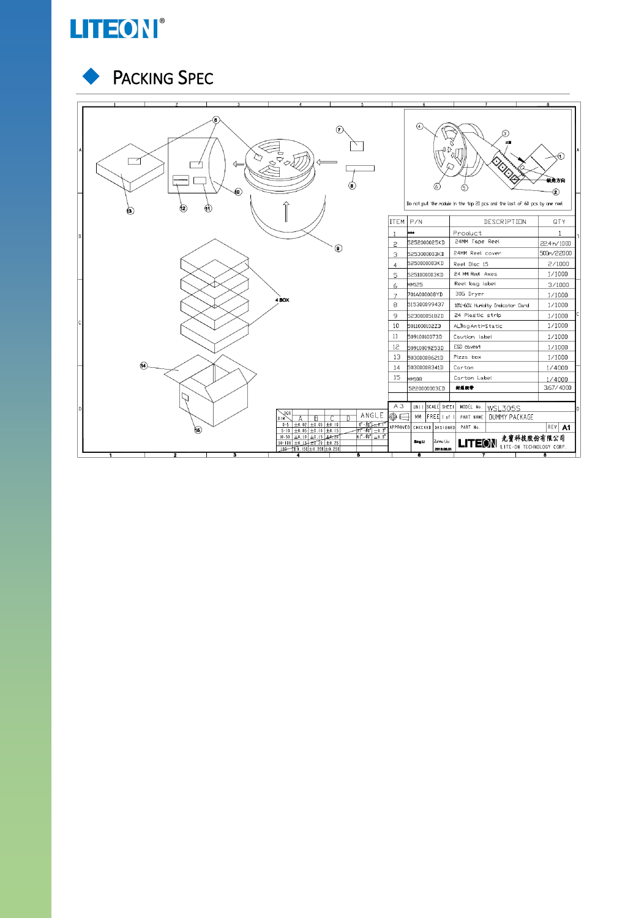## Packing Spec

Do not put the module in the top 20 pcs and the last of 60 pcs by one reel

| ITEM | P/N | DESCRIPTION | QTY |
|---|---|---|---|
| 1 | *** | Product | 1 |
| 2 | 5252000025KD | 24MM Tape Reel | 224m/1000 |
| 3 | 5253000003KD | 24MM Reel cover | 500m/22000 |
| 4 | 5250000003KD | Reel Disc 15 | 2/1000 |
| 5 | 5251000003KD | 24 MM Reel Axes | 1/1000 |
| 6 | MM125 | Reel bag label | 3/1000 |
| 7 | 701A000008YD | 30G Dryer | 1/1000 |
| 8 | 515300099437 | 10%-60% Humidity Indicator Card | 1/1000 |
| 9 | 523000051BZD | 24 Plastic strip | 1/1000 |
| 10 | 5011000102ZD | ALBag Anti-Static | 1/1000 |
| 11 | 50910010073D | Caution label | 1/1000 |
| 12 | 50910009253D | ESD caveat | 1/1000 |
| 13 | 50300008621D | Pizza box | 1/1000 |
| 14 | 50300008341D | Carton | 1/4000 |
| 15 | MM108 | Carton Label | 1/4000 |
| | 5220000003ED | 封箱胶带 | 367/4000 |

4 BOX

| A3 | UNIT | SCALE | SHEET | MODEL No. | WSL305S |
|---|---|---|---|---|---|
| | MM | FREE | 1 of 1 | PART NAME | DUMMY PACKAGE |
| APPROVED | CHECKED | DESIGNED | | PART No. | REV A1 |
| | Bing Li | Zunwu Liu 2018.08.01 | | LITEON 光寶科技股份有限公司 LITE-ON TECHNOLOGY CORP. | |

| DIM \ DEC | A | B | C | D | ANGLE |
|---|---|---|---|---|---|
| 0-5 | ±0.02 | ±0.05 | ±0.10 | | 0°-30° ±1° |
| 5-10 | ±0.05 | ±0.10 | ±0.15 | | 31°-60° ±0.5° |
| 10-50 | ±0.10 | ±0.15 | ±0.20 | | 61°-90° ±0.3° |
| 50-100 | ±0.15 | ±0.20 | ±0.25 | | |
| 100- | ±0.15 | ±0.20 | ±0.25 | | |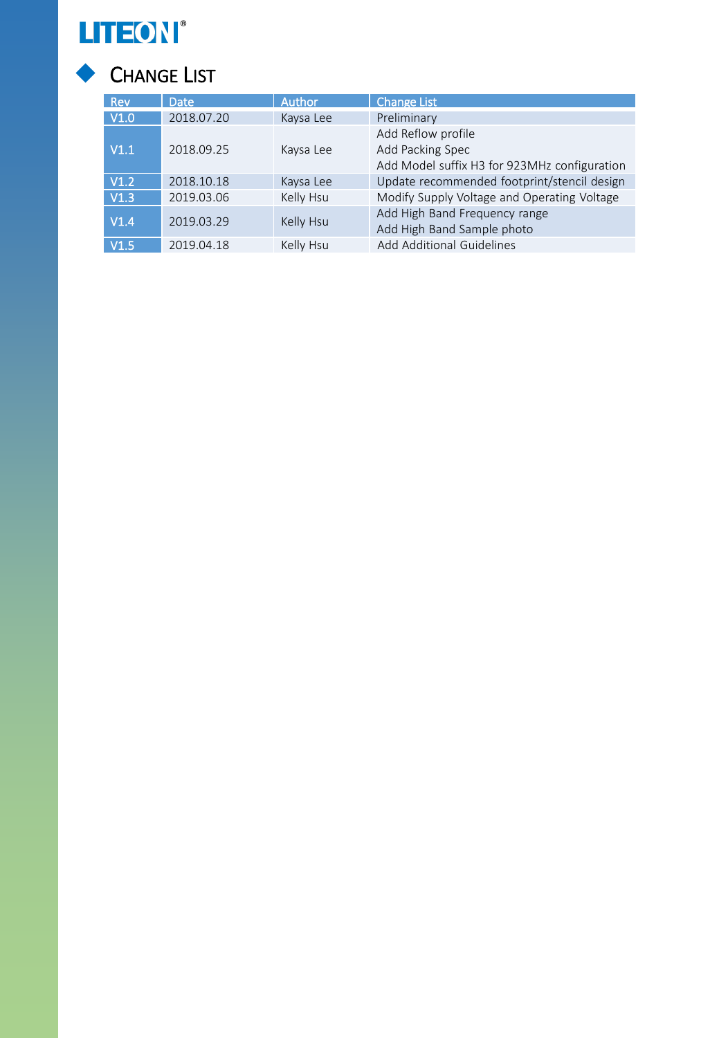## Change List

| Rev | Date | Author | Change List |
|---|---|---|---|
| V1.0 | 2018.07.20 | Kaysa Lee | Preliminary |
| V1.1 | 2018.09.25 | Kaysa Lee | Add Reflow profile<br>Add Packing Spec<br>Add Model suffix H3 for 923MHz configuration |
| V1.2 | 2018.10.18 | Kaysa Lee | Update recommended footprint/stencil design |
| V1.3 | 2019.03.06 | Kelly Hsu | Modify Supply Voltage and Operating Voltage |
| V1.4 | 2019.03.29 | Kelly Hsu | Add High Band Frequency range<br>Add High Band Sample photo |
| V1.5 | 2019.04.18 | Kelly Hsu | Add Additional Guidelines |